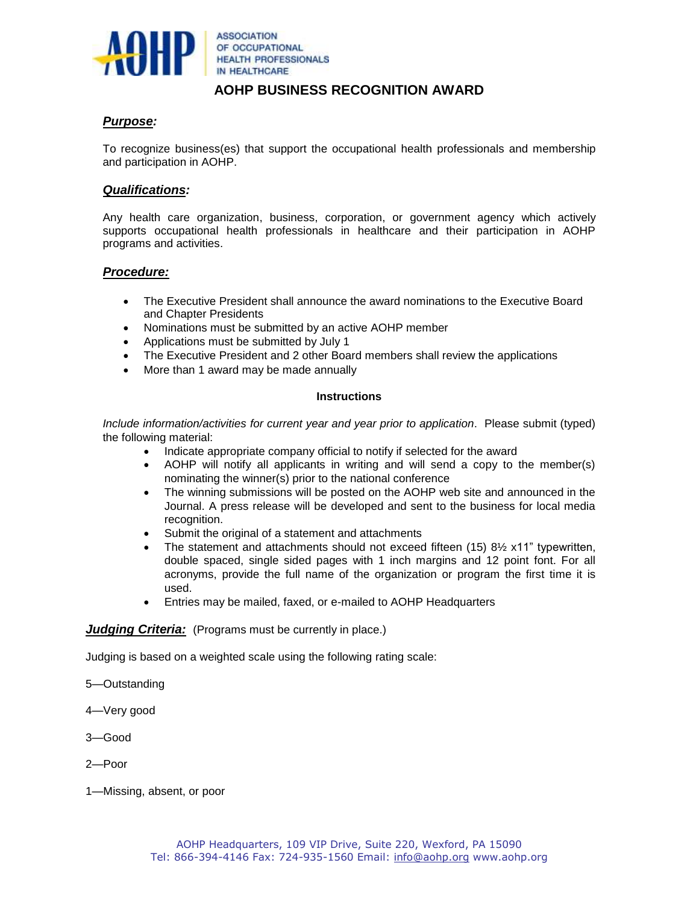ASSOCIATION OF OCCUPATIONAL HEALTH PROFESSIONALS IN HEALTHCARE

# AOHP BUSINESS RECOGNITION AWARD

***Purpose:***

To recognize business(es) that support the occupational health professionals and membership and participation in AOHP.

***Qualifications:***

Any health care organization, business, corporation, or government agency which actively supports occupational health professionals in healthcare and their participation in AOHP programs and activities.

***Procedure:***

- The Executive President shall announce the award nominations to the Executive Board and Chapter Presidents
- Nominations must be submitted by an active AOHP member
- Applications must be submitted by July 1
- The Executive President and 2 other Board members shall review the applications
- More than 1 award may be made annually

**Instructions**

*Include information/activities for current year and year prior to application*. Please submit (typed) the following material:

- Indicate appropriate company official to notify if selected for the award
- AOHP will notify all applicants in writing and will send a copy to the member(s) nominating the winner(s) prior to the national conference
- The winning submissions will be posted on the AOHP web site and announced in the Journal. A press release will be developed and sent to the business for local media recognition.
- Submit the original of a statement and attachments
- The statement and attachments should not exceed fifteen (15) 8½ x11" typewritten, double spaced, single sided pages with 1 inch margins and 12 point font. For all acronyms, provide the full name of the organization or program the first time it is used.
- Entries may be mailed, faxed, or e-mailed to AOHP Headquarters

***Judging Criteria:*** (Programs must be currently in place.)

Judging is based on a weighted scale using the following rating scale:

5—Outstanding

4—Very good

3—Good

2—Poor

1—Missing, absent, or poor

AOHP Headquarters, 109 VIP Drive, Suite 220, Wexford, PA 15090
Tel: 866-394-4146 Fax: 724-935-1560 Email: info@aohp.org www.aohp.org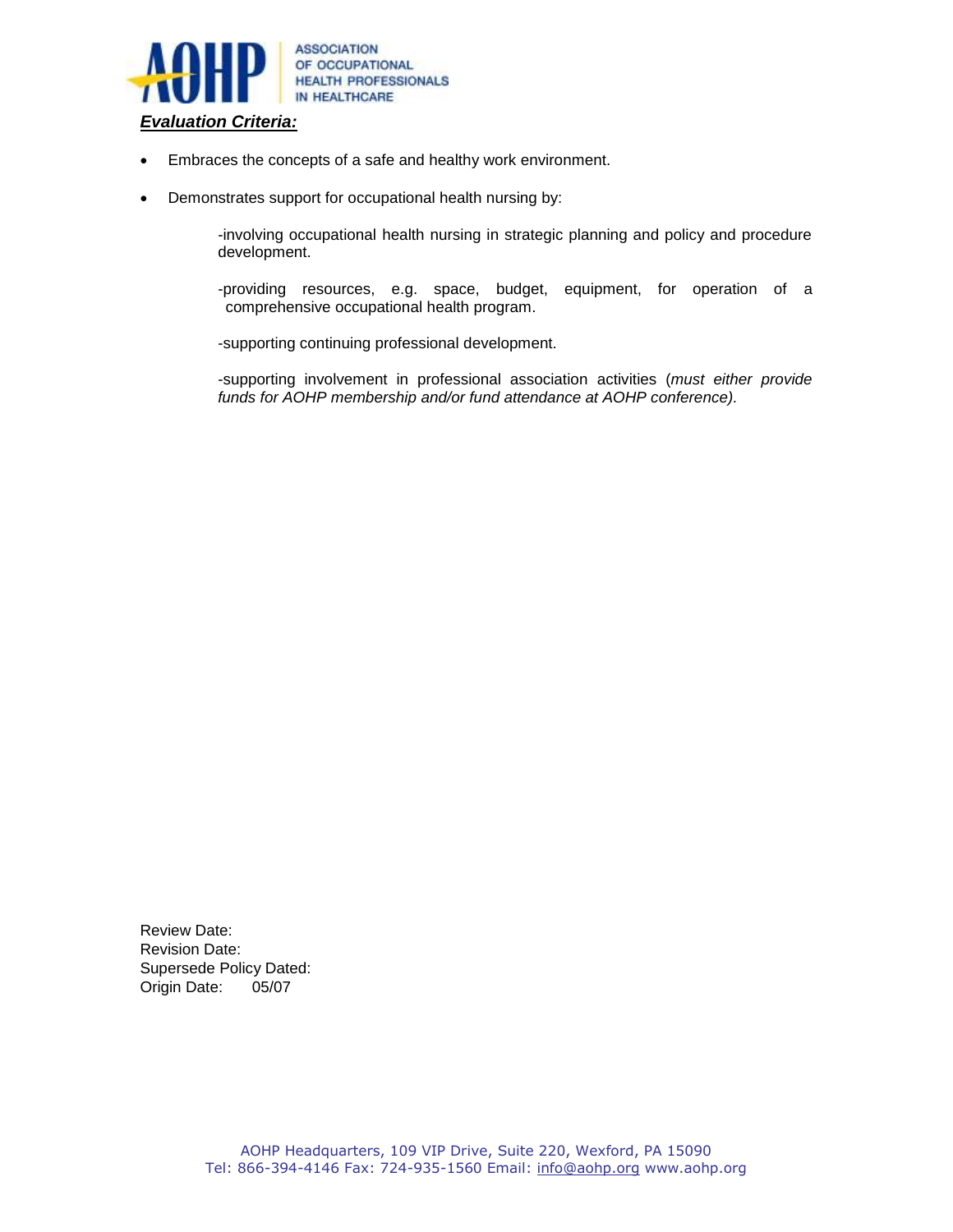***Evaluation Criteria:***

- Embraces the concepts of a safe and healthy work environment.
- Demonstrates support for occupational health nursing by:

  -involving occupational health nursing in strategic planning and policy and procedure development.

  -providing resources, e.g. space, budget, equipment, for operation of a comprehensive occupational health program.

  -supporting continuing professional development.

  -supporting involvement in professional association activities (*must either provide funds for AOHP membership and/or fund attendance at AOHP conference).*

Review Date:
Revision Date:
Supersede Policy Dated:
Origin Date: 05/07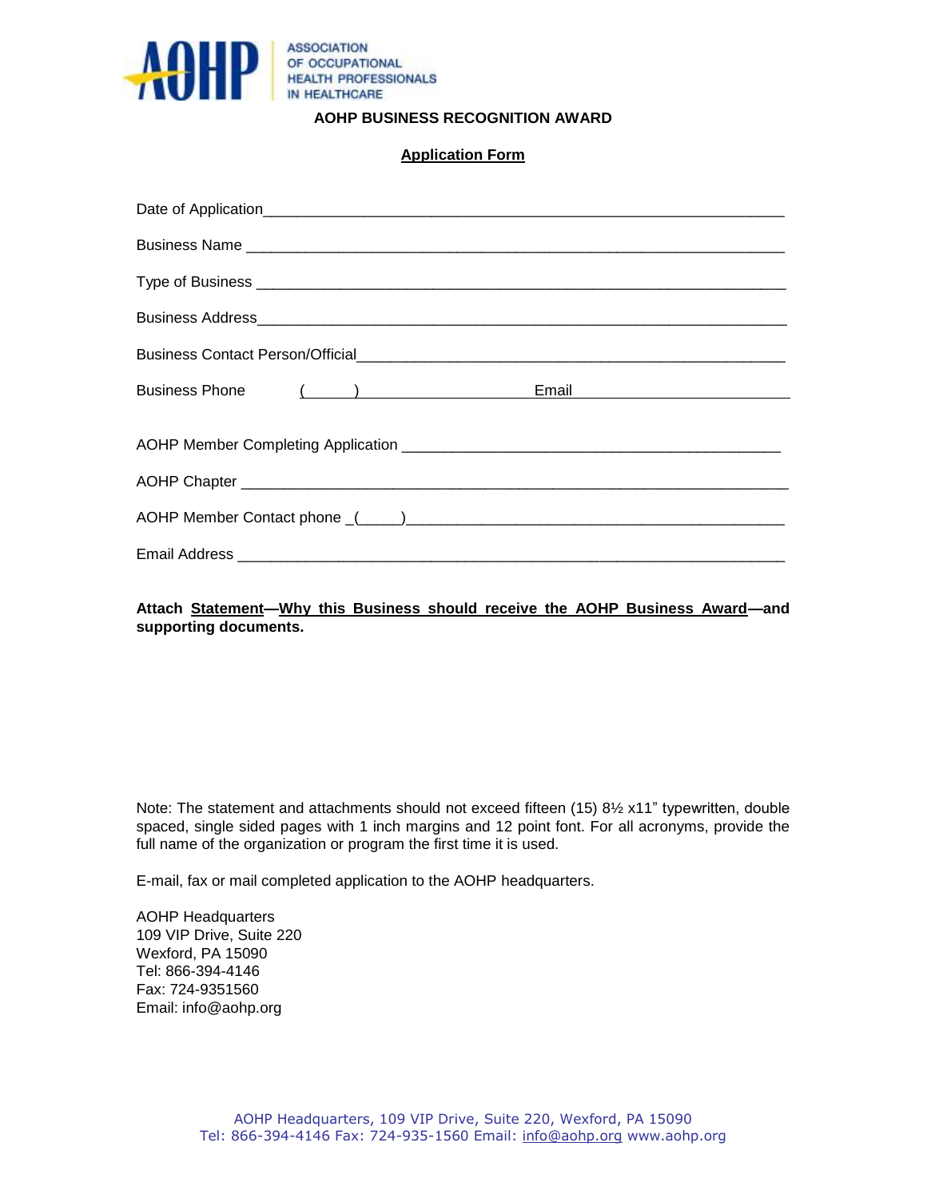AOHP ASSOCIATION OF OCCUPATIONAL HEALTH PROFESSIONALS IN HEALTHCARE

**AOHP BUSINESS RECOGNITION AWARD**

**Application Form**

Date of Application_______________________________________________________________

Business Name ____________________________________________________________

Type of Business __________________________________________________________

Business Address__________________________________________________________

Business Contact Person/Official______________________________________________

Business Phone ( ) Email

AOHP Member Completing Application _____________________________________

AOHP Chapter ____________________________________________________________

AOHP Member Contact phone _(_____)_________________________________________

Email Address ____________________________________________________________

**Attach Statement—Why this Business should receive the AOHP Business Award—and supporting documents.**

Note: The statement and attachments should not exceed fifteen (15) 8½ x11" typewritten, double spaced, single sided pages with 1 inch margins and 12 point font. For all acronyms, provide the full name of the organization or program the first time it is used.

E-mail, fax or mail completed application to the AOHP headquarters.

AOHP Headquarters
109 VIP Drive, Suite 220
Wexford, PA 15090
Tel: 866-394-4146
Fax: 724-9351560
Email: info@aohp.org